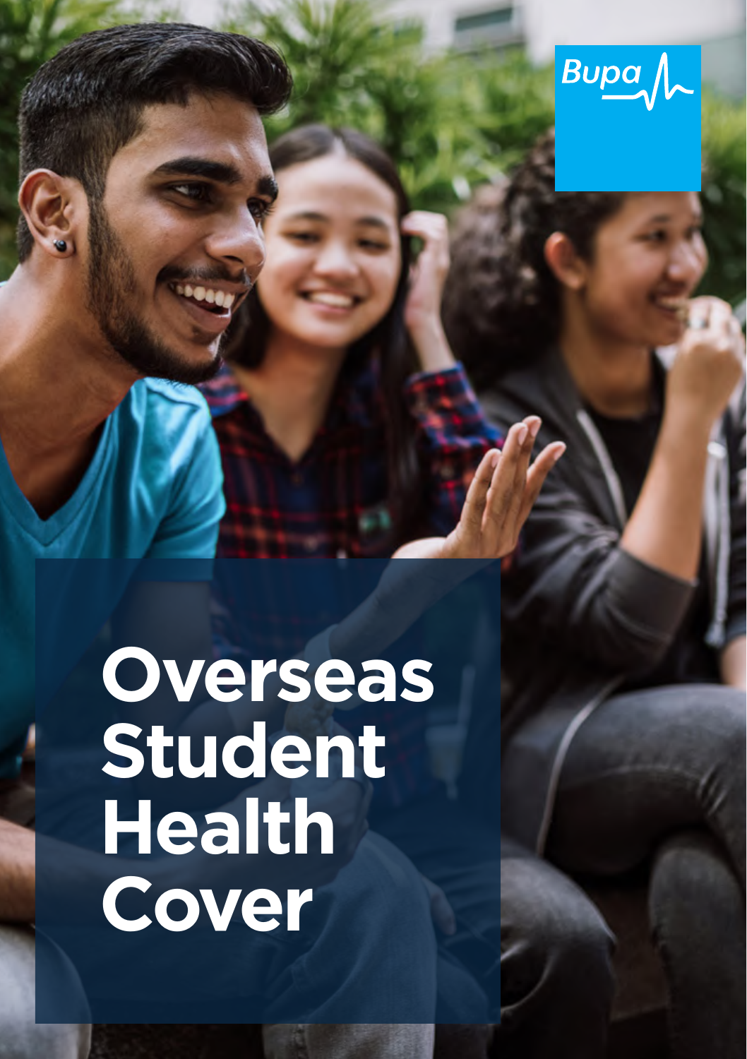Bupa

# Overseas Student Health Cover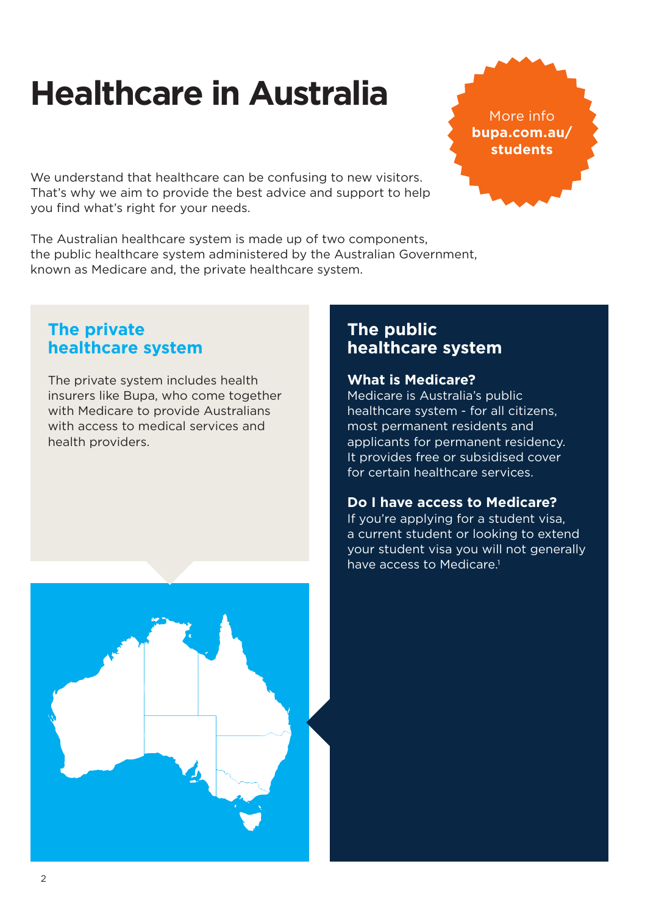# Healthcare in Australia

More info **bupa.com.au/students**

We understand that healthcare can be confusing to new visitors. That's why we aim to provide the best advice and support to help you find what's right for your needs.

The Australian healthcare system is made up of two components, the public healthcare system administered by the Australian Government, known as Medicare and, the private healthcare system.

## The private healthcare system

The private system includes health insurers like Bupa, who come together with Medicare to provide Australians with access to medical services and health providers.

## The public healthcare system

### What is Medicare?

Medicare is Australia's public healthcare system - for all citizens, most permanent residents and applicants for permanent residency. It provides free or subsidised cover for certain healthcare services.

### Do I have access to Medicare?

If you're applying for a student visa, a current student or looking to extend your student visa you will not generally have access to Medicare.[1]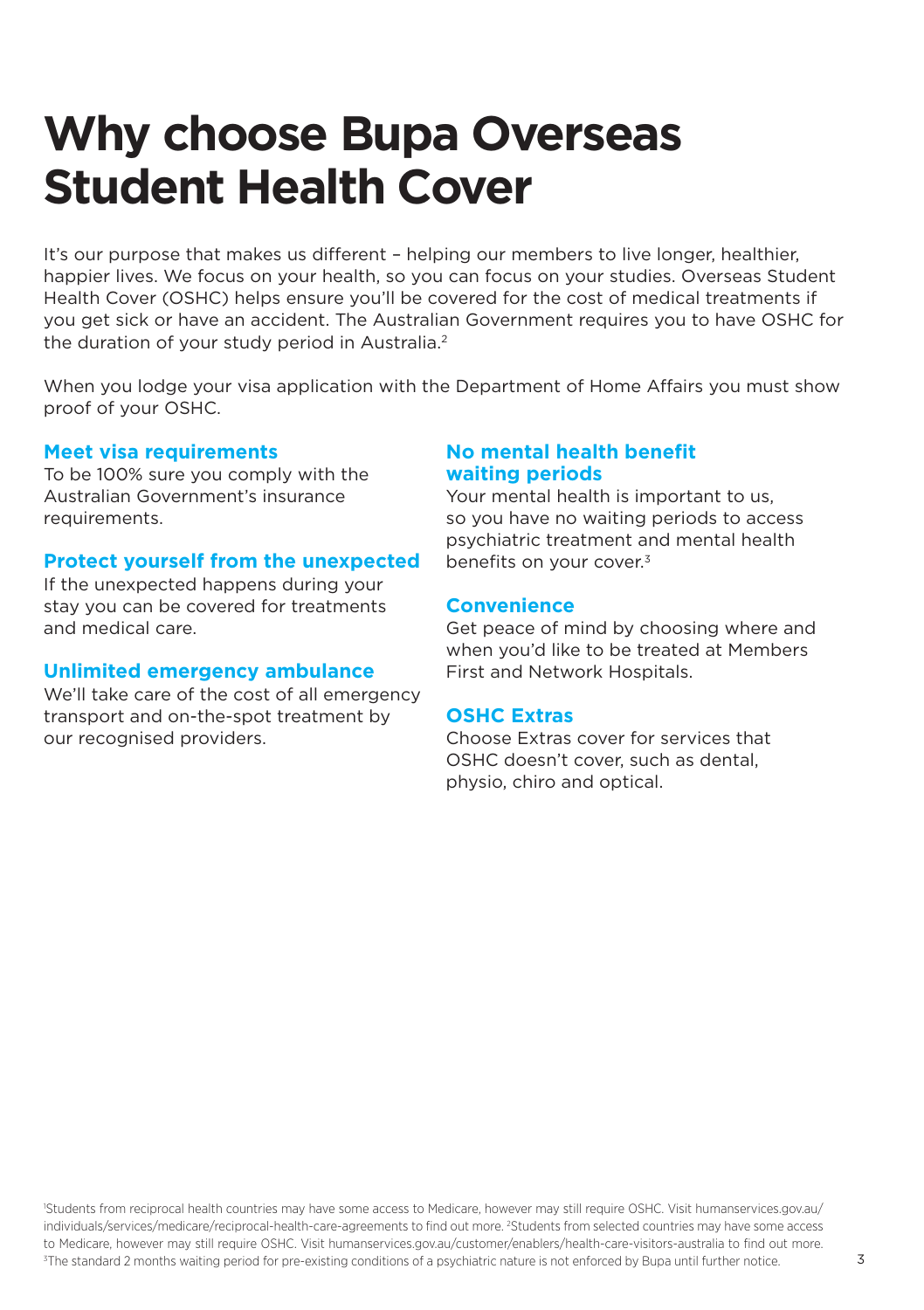# Why choose Bupa Overseas Student Health Cover

It's our purpose that makes us different – helping our members to live longer, healthier, happier lives. We focus on your health, so you can focus on your studies. Overseas Student Health Cover (OSHC) helps ensure you'll be covered for the cost of medical treatments if you get sick or have an accident. The Australian Government requires you to have OSHC for the duration of your study period in Australia.[2]

When you lodge your visa application with the Department of Home Affairs you must show proof of your OSHC.

### Meet visa requirements

To be 100% sure you comply with the Australian Government's insurance requirements.

### Protect yourself from the unexpected

If the unexpected happens during your stay you can be covered for treatments and medical care.

### Unlimited emergency ambulance

We'll take care of the cost of all emergency transport and on-the-spot treatment by our recognised providers.

### No mental health benefit waiting periods

Your mental health is important to us, so you have no waiting periods to access psychiatric treatment and mental health benefits on your cover.[3]

### Convenience

Get peace of mind by choosing where and when you'd like to be treated at Members First and Network Hospitals.

### OSHC Extras

Choose Extras cover for services that OSHC doesn't cover, such as dental, physio, chiro and optical.

[1]Students from reciprocal health countries may have some access to Medicare, however may still require OSHC. Visit humanservices.gov.au/individuals/services/medicare/reciprocal-health-care-agreements to find out more. [2]Students from selected countries may have some access to Medicare, however may still require OSHC. Visit humanservices.gov.au/customer/enablers/health-care-visitors-australia to find out more. [3]The standard 2 months waiting period for pre-existing conditions of a psychiatric nature is not enforced by Bupa until further notice.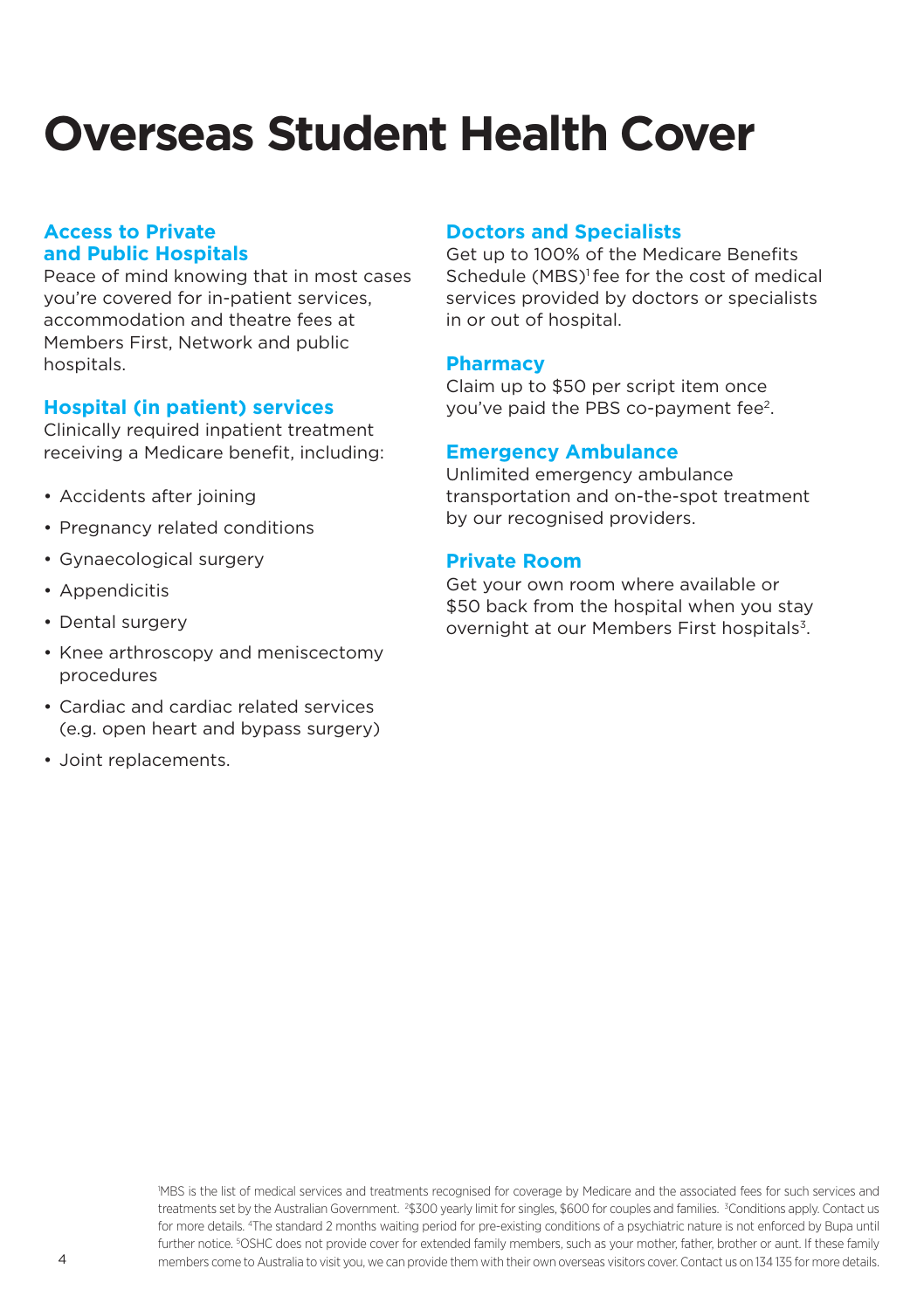# Overseas Student Health Cover

## Access to Private and Public Hospitals

Peace of mind knowing that in most cases you're covered for in-patient services, accommodation and theatre fees at Members First, Network and public hospitals.

## Hospital (in patient) services

Clinically required inpatient treatment receiving a Medicare benefit, including:

- Accidents after joining
- Pregnancy related conditions
- Gynaecological surgery
- Appendicitis
- Dental surgery
- Knee arthroscopy and meniscectomy procedures
- Cardiac and cardiac related services (e.g. open heart and bypass surgery)
- Joint replacements.

## Doctors and Specialists

Get up to 100% of the Medicare Benefits Schedule (MBS)[1] fee for the cost of medical services provided by doctors or specialists in or out of hospital.

## Pharmacy

Claim up to $50 per script item once you've paid the PBS co-payment fee[2].

## Emergency Ambulance

Unlimited emergency ambulance transportation and on-the-spot treatment by our recognised providers.

## Private Room

Get your own room where available or $50 back from the hospital when you stay overnight at our Members First hospitals[3].

[1]MBS is the list of medical services and treatments recognised for coverage by Medicare and the associated fees for such services and treatments set by the Australian Government. [2]$300 yearly limit for singles, $600 for couples and families. [3]Conditions apply. Contact us for more details. [4]The standard 2 months waiting period for pre-existing conditions of a psychiatric nature is not enforced by Bupa until further notice. [5]OSHC does not provide cover for extended family members, such as your mother, father, brother or aunt. If these family members come to Australia to visit you, we can provide them with their own overseas visitors cover. Contact us on 134 135 for more details.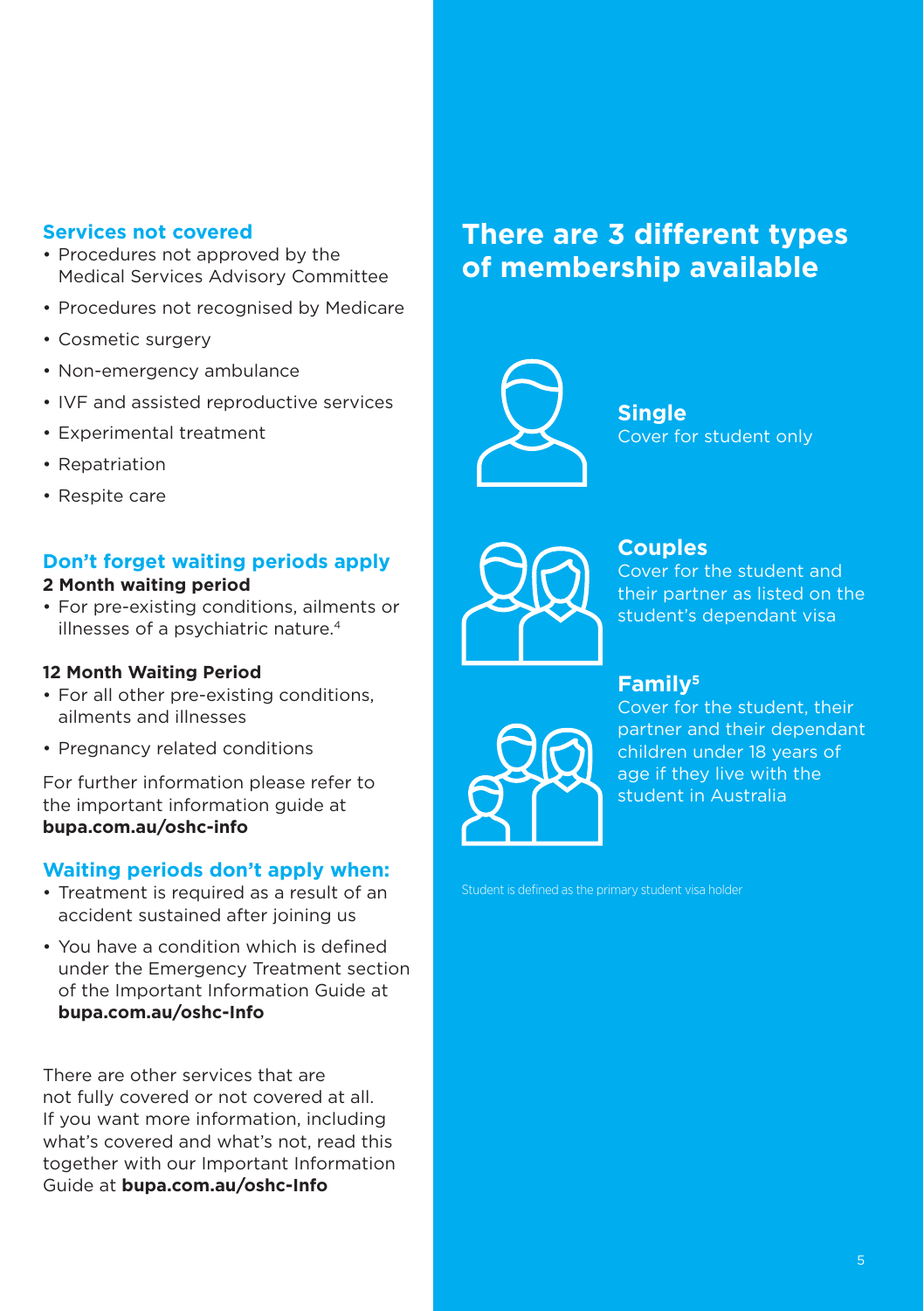### Services not covered

- Procedures not approved by the Medical Services Advisory Committee
- Procedures not recognised by Medicare
- Cosmetic surgery
- Non-emergency ambulance
- IVF and assisted reproductive services
- Experimental treatment
- Repatriation
- Respite care

### Don't forget waiting periods apply

**2 Month waiting period**

- For pre-existing conditions, ailments or illnesses of a psychiatric nature.[4]

**12 Month Waiting Period**

- For all other pre-existing conditions, ailments and illnesses
- Pregnancy related conditions

For further information please refer to the important information guide at **bupa.com.au/oshc-info**

### Waiting periods don't apply when:

- Treatment is required as a result of an accident sustained after joining us
- You have a condition which is defined under the Emergency Treatment section of the Important Information Guide at **bupa.com.au/oshc-Info**

There are other services that are not fully covered or not covered at all. If you want more information, including what's covered and what's not, read this together with our Important Information Guide at **bupa.com.au/oshc-Info**

## There are 3 different types of membership available

**Single**
Cover for student only

**Couples**
Cover for the student and their partner as listed on the student's dependant visa

**Family[5]**
Cover for the student, their partner and their dependant children under 18 years of age if they live with the student in Australia

Student is defined as the primary student visa holder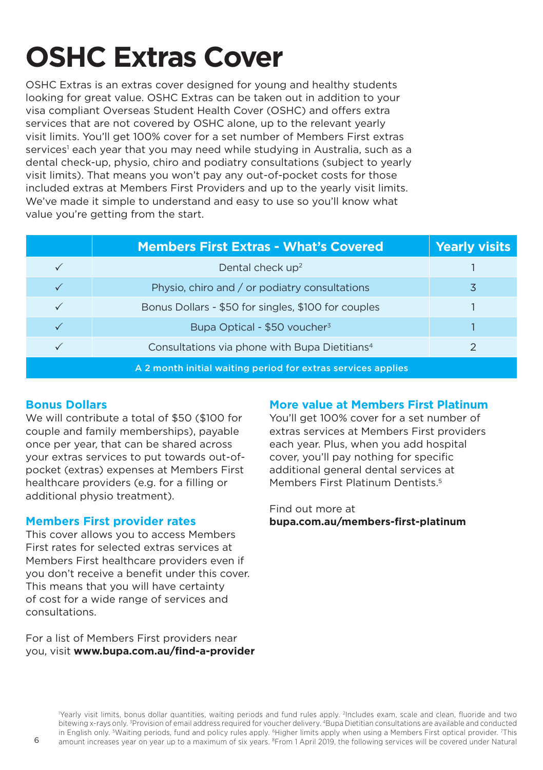# OSHC Extras Cover

OSHC Extras is an extras cover designed for young and healthy students looking for great value. OSHC Extras can be taken out in addition to your visa compliant Overseas Student Health Cover (OSHC) and offers extra services that are not covered by OSHC alone, up to the relevant yearly visit limits. You'll get 100% cover for a set number of Members First extras services[1] each year that you may need while studying in Australia, such as a dental check-up, physio, chiro and podiatry consultations (subject to yearly visit limits). That means you won't pay any out-of-pocket costs for those included extras at Members First Providers and up to the relevant yearly visit limits. We've made it simple to understand and easy to use so you'll know what value you're getting from the start.

| | Members First Extras - What's Covered | Yearly visits |
|---|---|---|
| ✓ | Dental check up[2] | 1 |
| ✓ | Physio, chiro and / or podiatry consultations | 3 |
| ✓ | Bonus Dollars - $50 for singles, $100 for couples | 1 |
| ✓ | Bupa Optical - $50 voucher[3] | 1 |
| ✓ | Consultations via phone with Bupa Dietitians[4] | 2 |
| | A 2 month initial waiting period for extras services applies | |

### Bonus Dollars

We will contribute a total of $50 ($100 for couple and family memberships), payable once per year, that can be shared across your extras services to put towards out-of-pocket (extras) expenses at Members First healthcare providers (e.g. for a filling or additional physio treatment).

### Members First provider rates

This cover allows you to access Members First rates for selected extras services at Members First healthcare providers even if you don't receive a benefit under this cover. This means that you will have certainty of cost for a wide range of services and consultations.

For a list of Members First providers near you, visit **www.bupa.com.au/find-a-provider**

### More value at Members First Platinum

You'll get 100% cover for a set number of extras services at Members First providers each year. Plus, when you add hospital cover, you'll pay nothing for specific additional general dental services at Members First Platinum Dentists.[5]

Find out more at **bupa.com.au/members-first-platinum**

[1]Yearly visit limits, bonus dollar quantities, waiting periods and fund rules apply. [2]Includes exam, scale and clean, fluoride and two bitewing x-rays only. [3]Provision of email address required for voucher delivery. [4]Bupa Dietitian consultations are available and conducted in English only. [5]Waiting periods, fund and policy rules apply. [6]Higher limits apply when using a Members First optical provider. [7]This amount increases year on year up to a maximum of six years. [8]From 1 April 2019, the following services will be covered under Natural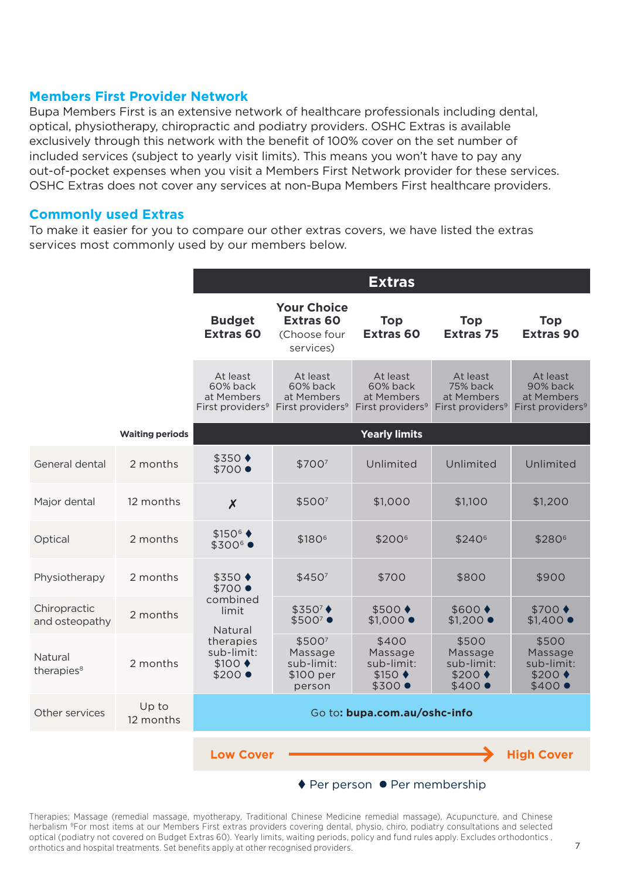## Members First Provider Network

Bupa Members First is an extensive network of healthcare professionals including dental, optical, physiotherapy, chiropractic and podiatry providers. OSHC Extras is available exclusively through this network with the benefit of 100% cover on the set number of included services (subject to yearly visit limits). This means you won't have to pay any out-of-pocket expenses when you visit a Members First Network provider for these services. OSHC Extras does not cover any services at non-Bupa Members First healthcare providers.

## Commonly used Extras

To make it easier for you to compare our other extras covers, we have listed the extras services most commonly used by our members below.

| | | Extras | | | | |
|---|---|---|---|---|---|---|
| | | **Budget Extras 60** | **Your Choice Extras 60** (Choose four services) | **Top Extras 60** | **Top Extras 75** | **Top Extras 90** |
| | | At least 60% back at Members First providers[9] | At least 60% back at Members First providers[9] | At least 60% back at Members First providers[9] | At least 75% back at Members First providers[9] | At least 90% back at Members First providers[9] |
| | **Waiting periods** | **Yearly limits** | | | | |
| General dental | 2 months | $350 ♦ $700 ● | $700[7] | Unlimited | Unlimited | Unlimited |
| Major dental | 12 months | ✗ | $500[7] | $1,000 | $1,100 | $1,200 |
| Optical | 2 months | $150[6] ♦ $300[6] ● | $180[6] | $200[6] | $240[6] | $280[6] |
| Physiotherapy | 2 months | $350 ♦ $700 ● combined limit Natural therapies sub-limit: $100 ♦ $200 ● | $450[7] | $700 | $800 | $900 |
| Chiropractic and osteopathy | 2 months | | $350[7] ♦ $500[7] ● | $500 ♦ $1,000 ● | $600 ♦ $1,200 ● | $700 ♦ $1,400 ● |
| Natural therapies[8] | 2 months | | $500[7] Massage sub-limit: $100 per person | $400 Massage sub-limit: $150 ♦ $300 ● | $500 Massage sub-limit: $200 ♦ $400 ● | $500 Massage sub-limit: $200 ♦ $400 ● |
| Other services | Up to 12 months | Go to: **bupa.com.au/oshc-info** | | | | |

**Low Cover** → **High Cover**

♦ Per person ● Per membership

Therapies; Massage (remedial massage, myotherapy, Traditional Chinese Medicine remedial massage), Acupuncture, and Chinese herbalism [9]For most items at our Members First extras providers covering dental, physio, chiro, podiatry consultations and selected optical (podiatry not covered on Budget Extras 60). Yearly limits, waiting periods, policy and fund rules apply. Excludes orthodontics , orthotics and hospital treatments. Set benefits apply at other recognised providers.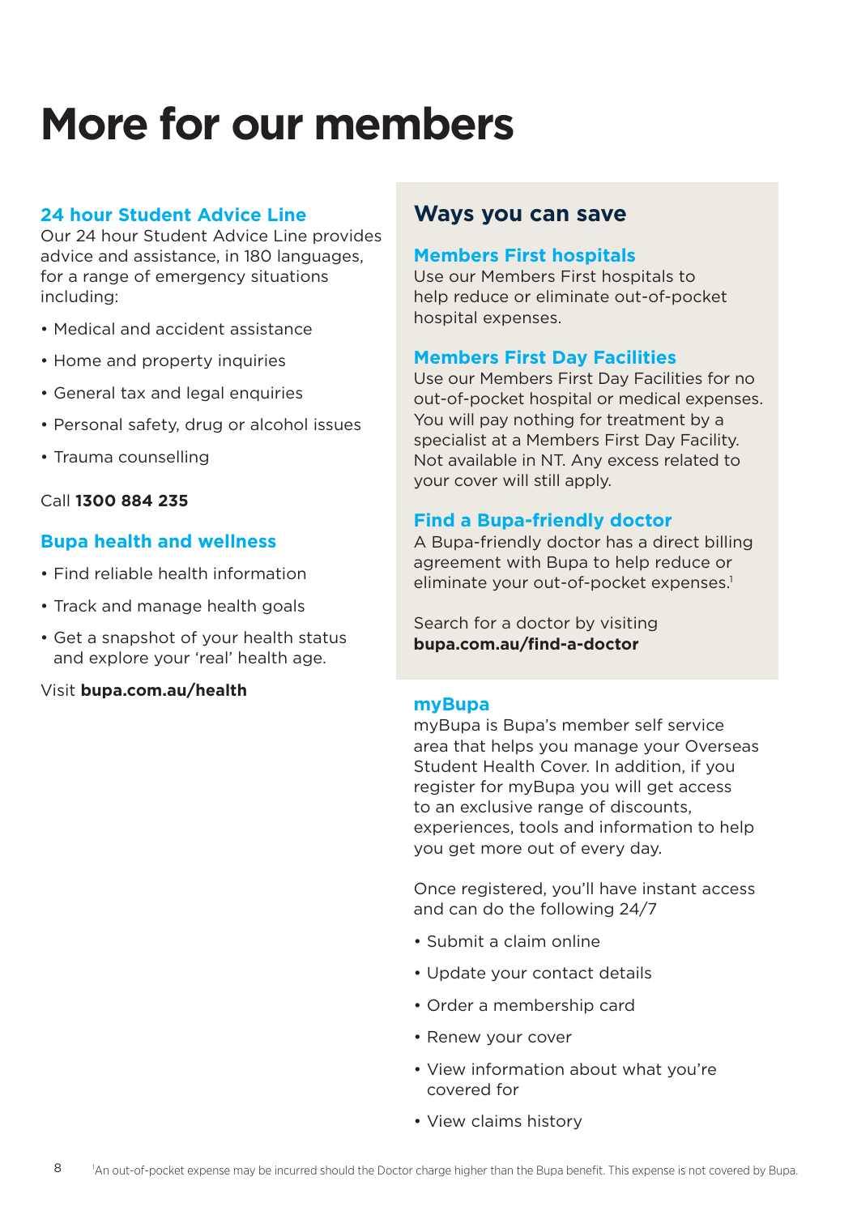# More for our members

## 24 hour Student Advice Line

Our 24 hour Student Advice Line provides advice and assistance, in 180 languages, for a range of emergency situations including:

- Medical and accident assistance
- Home and property inquiries
- General tax and legal enquiries
- Personal safety, drug or alcohol issues
- Trauma counselling

Call **1300 884 235**

## Bupa health and wellness

- Find reliable health information
- Track and manage health goals
- Get a snapshot of your health status and explore your 'real' health age.

Visit **bupa.com.au/health**

## Ways you can save

### Members First hospitals

Use our Members First hospitals to help reduce or eliminate out-of-pocket hospital expenses.

### Members First Day Facilities

Use our Members First Day Facilities for no out-of-pocket hospital or medical expenses. You will pay nothing for treatment by a specialist at a Members First Day Facility. Not available in NT. Any excess related to your cover will still apply.

### Find a Bupa-friendly doctor

A Bupa-friendly doctor has a direct billing agreement with Bupa to help reduce or eliminate your out-of-pocket expenses.[1]

Search for a doctor by visiting **bupa.com.au/find-a-doctor**

## myBupa

myBupa is Bupa's member self service area that helps you manage your Overseas Student Health Cover. In addition, if you register for myBupa you will get access to an exclusive range of discounts, experiences, tools and information to help you get more out of every day.

Once registered, you'll have instant access and can do the following 24/7

- Submit a claim online
- Update your contact details
- Order a membership card
- Renew your cover
- View information about what you're covered for
- View claims history

[1]An out-of-pocket expense may be incurred should the Doctor charge higher than the Bupa benefit. This expense is not covered by Bupa.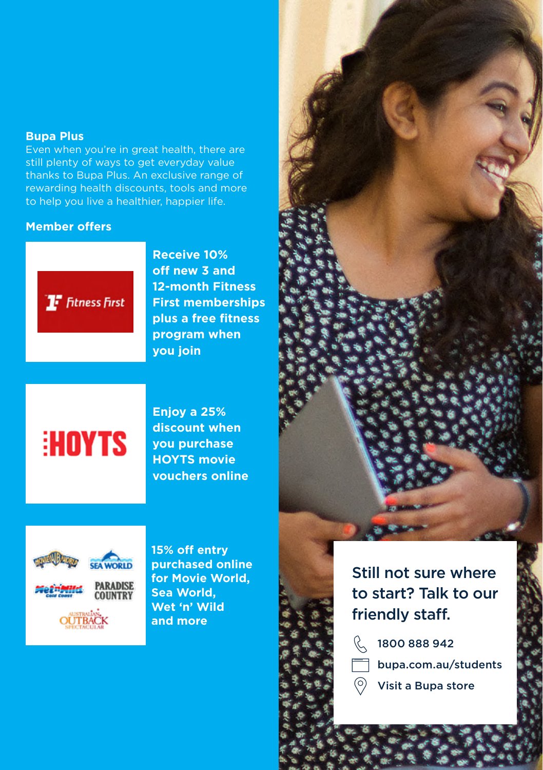## Bupa Plus

Even when you're in great health, there are still plenty of ways to get everyday value thanks to Bupa Plus. An exclusive range of rewarding health discounts, tools and more to help you live a healthier, happier life.

### Member offers

**Receive 10% off new 3 and 12-month Fitness First memberships plus a free fitness program when you join**

**Enjoy a 25% discount when you purchase HOYTS movie vouchers online**

**15% off entry purchased online for Movie World, Sea World, Wet 'n' Wild and more**

Still not sure where to start? Talk to our friendly staff.

- 1800 888 942
- bupa.com.au/students
- Visit a Bupa store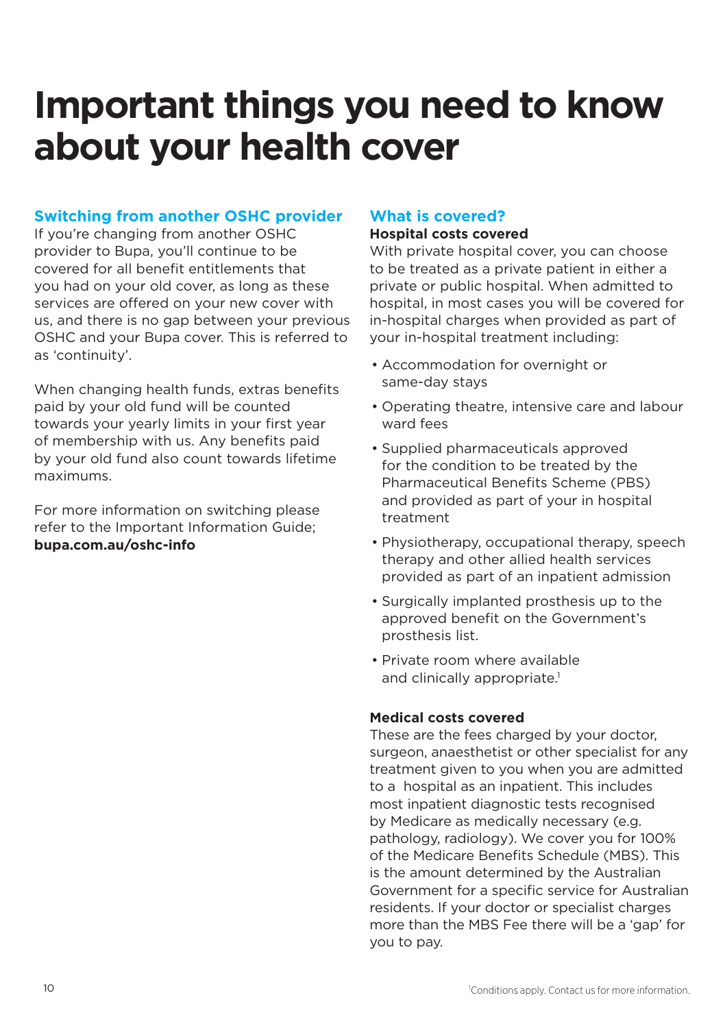# Important things you need to know about your health cover

## Switching from another OSHC provider

If you're changing from another OSHC provider to Bupa, you'll continue to be covered for all benefit entitlements that you had on your old cover, as long as these services are offered on your new cover with us, and there is no gap between your previous OSHC and your Bupa cover. This is referred to as 'continuity'.

When changing health funds, extras benefits paid by your old fund will be counted towards your yearly limits in your first year of membership with us. Any benefits paid by your old fund also count towards lifetime maximums.

For more information on switching please refer to the Important Information Guide; **bupa.com.au/oshc-info**

## What is covered?

### Hospital costs covered

With private hospital cover, you can choose to be treated as a private patient in either a private or public hospital. When admitted to hospital, in most cases you will be covered for in-hospital charges when provided as part of your in-hospital treatment including:

- Accommodation for overnight or same-day stays
- Operating theatre, intensive care and labour ward fees
- Supplied pharmaceuticals approved for the condition to be treated by the Pharmaceutical Benefits Scheme (PBS) and provided as part of your in hospital treatment
- Physiotherapy, occupational therapy, speech therapy and other allied health services provided as part of an inpatient admission
- Surgically implanted prosthesis up to the approved benefit on the Government's prosthesis list.
- Private room where available and clinically appropriate.[1]

### Medical costs covered

These are the fees charged by your doctor, surgeon, anaesthetist or other specialist for any treatment given to you when you are admitted to a hospital as an inpatient. This includes most inpatient diagnostic tests recognised by Medicare as medically necessary (e.g. pathology, radiology). We cover you for 100% of the Medicare Benefits Schedule (MBS). This is the amount determined by the Australian Government for a specific service for Australian residents. If your doctor or specialist charges more than the MBS Fee there will be a 'gap' for you to pay.

[1] Conditions apply. Contact us for more information.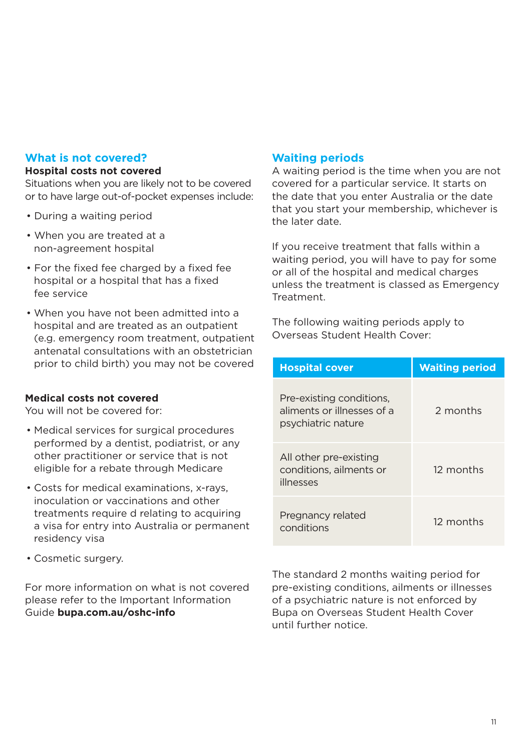## What is not covered?

**Hospital costs not covered**

Situations when you are likely not to be covered or to have large out-of-pocket expenses include:

- During a waiting period
- When you are treated at a non-agreement hospital
- For the fixed fee charged by a fixed fee hospital or a hospital that has a fixed fee service
- When you have not been admitted into a hospital and are treated as an outpatient (e.g. emergency room treatment, outpatient antenatal consultations with an obstetrician prior to child birth) you may not be covered

**Medical costs not covered**

You will not be covered for:

- Medical services for surgical procedures performed by a dentist, podiatrist, or any other practitioner or service that is not eligible for a rebate through Medicare
- Costs for medical examinations, x-rays, inoculation or vaccinations and other treatments require d relating to acquiring a visa for entry into Australia or permanent residency visa
- Cosmetic surgery.

For more information on what is not covered please refer to the Important Information Guide **bupa.com.au/oshc-info**

## Waiting periods

A waiting period is the time when you are not covered for a particular service. It starts on the date that you enter Australia or the date that you start your membership, whichever is the later date.

If you receive treatment that falls within a waiting period, you will have to pay for some or all of the hospital and medical charges unless the treatment is classed as Emergency Treatment.

The following waiting periods apply to Overseas Student Health Cover:

| Hospital cover | Waiting period |
| --- | --- |
| Pre-existing conditions, aliments or illnesses of a psychiatric nature | 2 months |
| All other pre-existing conditions, ailments or illnesses | 12 months |
| Pregnancy related conditions | 12 months |

The standard 2 months waiting period for pre-existing conditions, ailments or illnesses of a psychiatric nature is not enforced by Bupa on Overseas Student Health Cover until further notice.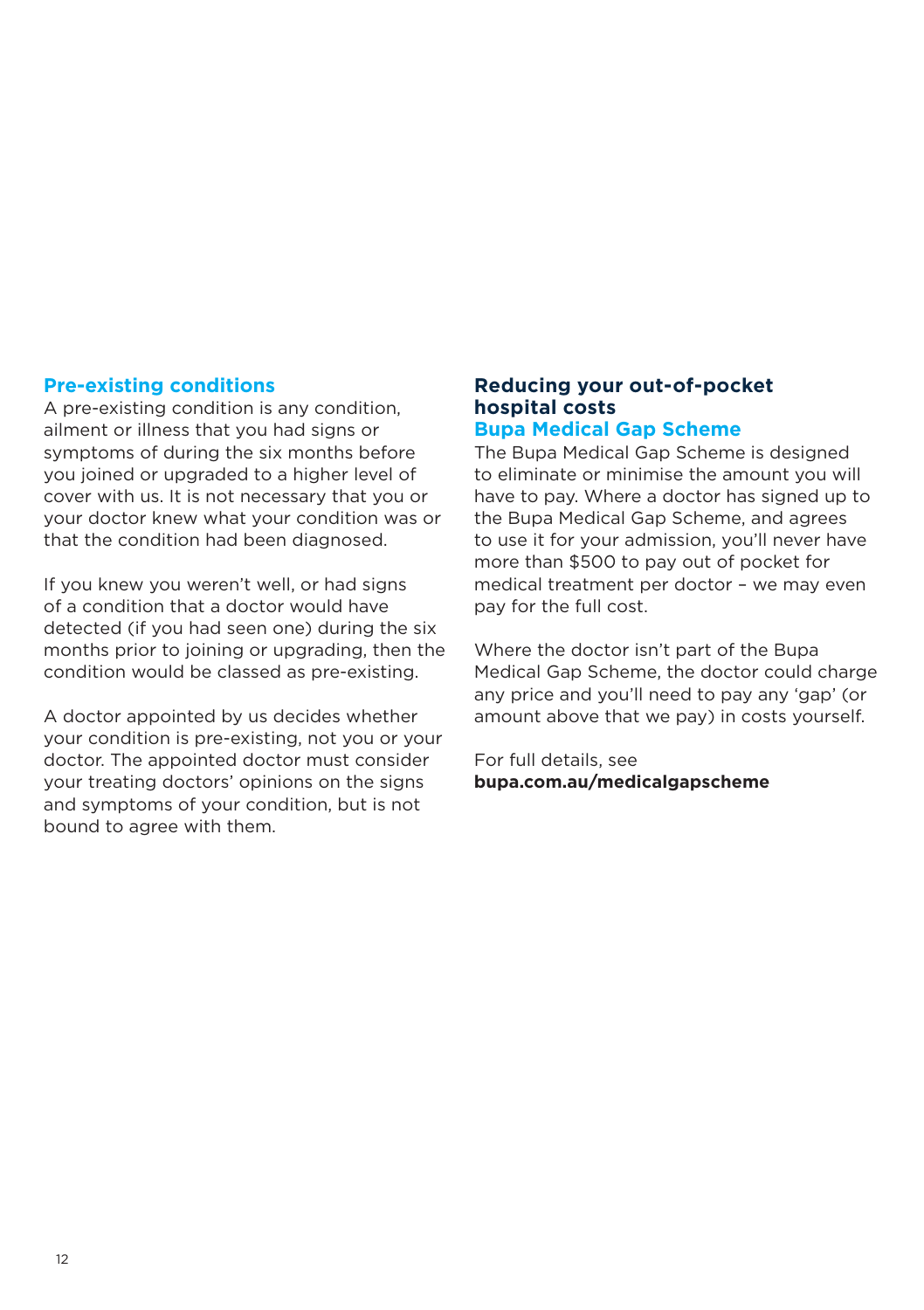## Pre-existing conditions

A pre-existing condition is any condition, ailment or illness that you had signs or symptoms of during the six months before you joined or upgraded to a higher level of cover with us. It is not necessary that you or your doctor knew what your condition was or that the condition had been diagnosed.

If you knew you weren't well, or had signs of a condition that a doctor would have detected (if you had seen one) during the six months prior to joining or upgrading, then the condition would be classed as pre-existing.

A doctor appointed by us decides whether your condition is pre-existing, not you or your doctor. The appointed doctor must consider your treating doctors' opinions on the signs and symptoms of your condition, but is not bound to agree with them.

## Reducing your out-of-pocket hospital costs

### Bupa Medical Gap Scheme

The Bupa Medical Gap Scheme is designed to eliminate or minimise the amount you will have to pay. Where a doctor has signed up to the Bupa Medical Gap Scheme, and agrees to use it for your admission, you'll never have more than $500 to pay out of pocket for medical treatment per doctor – we may even pay for the full cost.

Where the doctor isn't part of the Bupa Medical Gap Scheme, the doctor could charge any price and you'll need to pay any 'gap' (or amount above that we pay) in costs yourself.

For full details, see **bupa.com.au/medicalgapscheme**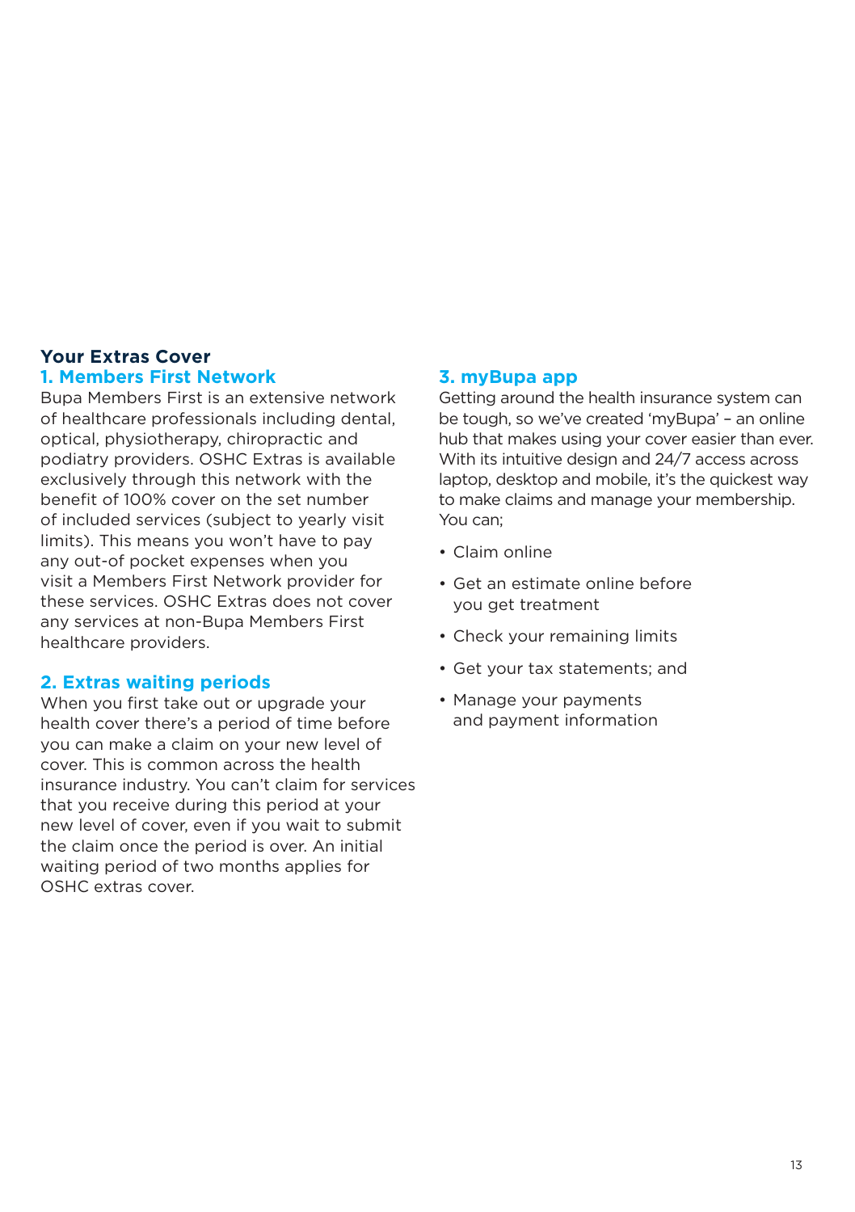## Your Extras Cover

### 1. Members First Network

Bupa Members First is an extensive network of healthcare professionals including dental, optical, physiotherapy, chiropractic and podiatry providers. OSHC Extras is available exclusively through this network with the benefit of 100% cover on the set number of included services (subject to yearly visit limits). This means you won't have to pay any out-of pocket expenses when you visit a Members First Network provider for these services. OSHC Extras does not cover any services at non-Bupa Members First healthcare providers.

### 2. Extras waiting periods

When you first take out or upgrade your health cover there's a period of time before you can make a claim on your new level of cover. This is common across the health insurance industry. You can't claim for services that you receive during this period at your new level of cover, even if you wait to submit the claim once the period is over. An initial waiting period of two months applies for OSHC extras cover.

### 3. myBupa app

Getting around the health insurance system can be tough, so we've created 'myBupa' – an online hub that makes using your cover easier than ever. With its intuitive design and 24/7 access across laptop, desktop and mobile, it's the quickest way to make claims and manage your membership. You can;

- Claim online
- Get an estimate online before you get treatment
- Check your remaining limits
- Get your tax statements; and
- Manage your payments and payment information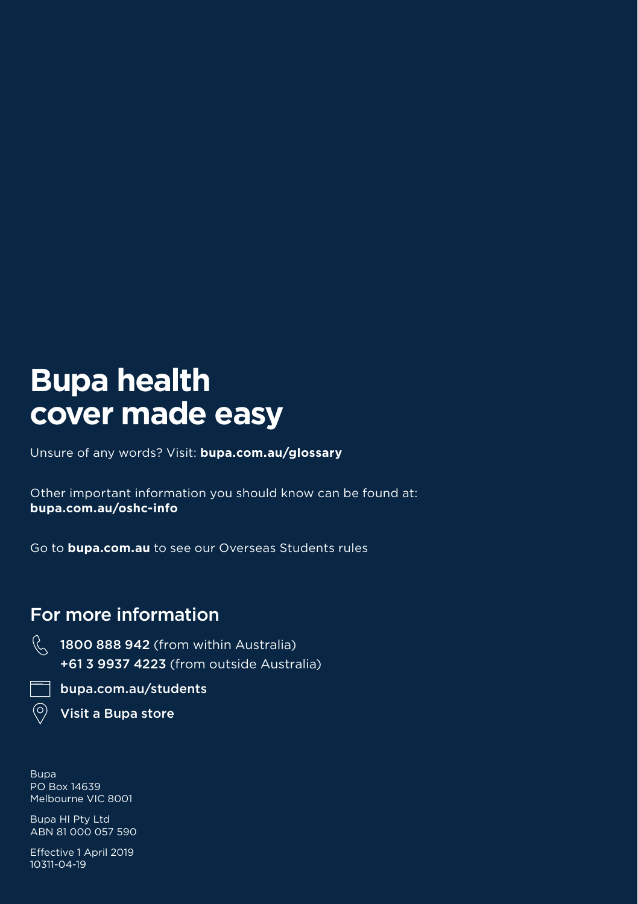# Bupa health cover made easy

Unsure of any words? Visit: **bupa.com.au/glossary**

Other important information you should know can be found at: **bupa.com.au/oshc-info**

Go to **bupa.com.au** to see our Overseas Students rules

## For more information

**1800 888 942** (from within Australia)
**+61 3 9937 4223** (from outside Australia)

**bupa.com.au/students**

**Visit a Bupa store**

Bupa
PO Box 14639
Melbourne VIC 8001

Bupa HI Pty Ltd
ABN 81 000 057 590

Effective 1 April 2019
10311-04-19